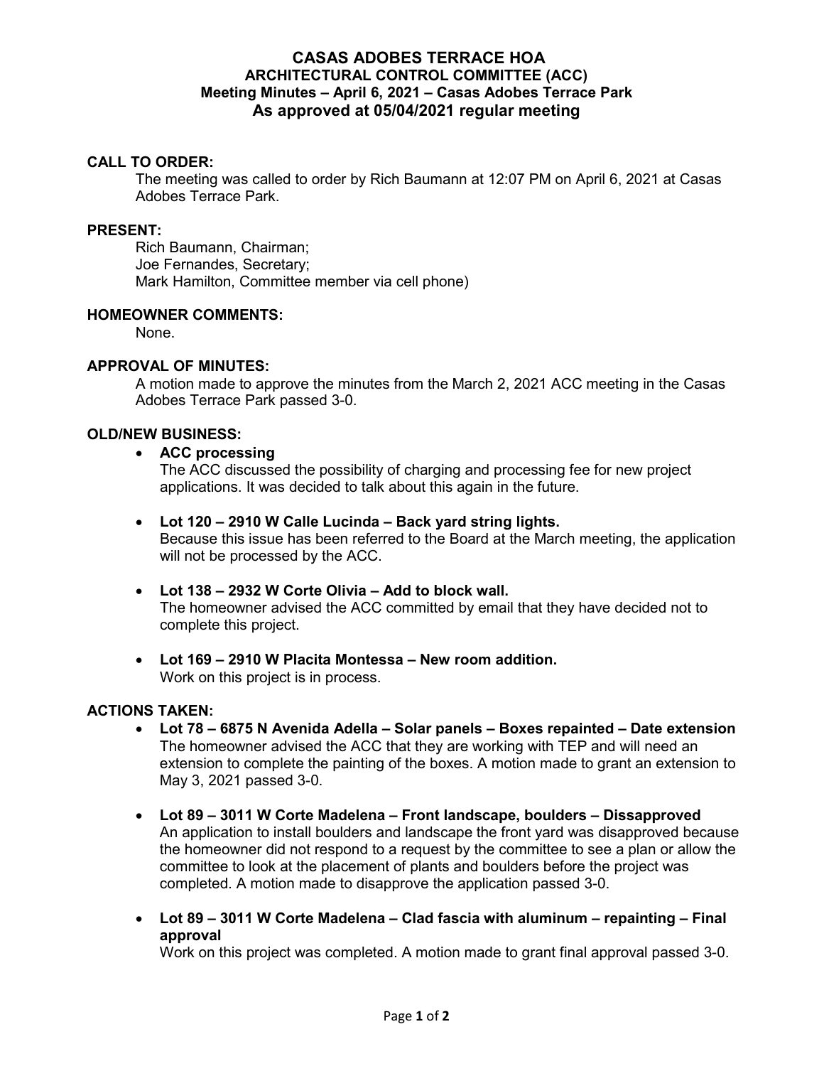# CASAS ADOBES TERRACE HOA
## ARCHITECTURAL CONTROL COMMITTEE (ACC)
### Meeting Minutes – April 6, 2021 – Casas Adobes Terrace Park
### As approved at 05/04/2021 regular meeting

**CALL TO ORDER:**

The meeting was called to order by Rich Baumann at 12:07 PM on April 6, 2021 at Casas Adobes Terrace Park.

**PRESENT:**

Rich Baumann, Chairman;
Joe Fernandes, Secretary;
Mark Hamilton, Committee member via cell phone)

**HOMEOWNER COMMENTS:**

None.

**APPROVAL OF MINUTES:**

A motion made to approve the minutes from the March 2, 2021 ACC meeting in the Casas Adobes Terrace Park passed 3-0.

**OLD/NEW BUSINESS:**

- **ACC processing**
  The ACC discussed the possibility of charging and processing fee for new project applications. It was decided to talk about this again in the future.

- **Lot 120 – 2910 W Calle Lucinda – Back yard string lights.**
  Because this issue has been referred to the Board at the March meeting, the application will not be processed by the ACC.

- **Lot 138 – 2932 W Corte Olivia – Add to block wall.**
  The homeowner advised the ACC committed by email that they have decided not to complete this project.

- **Lot 169 – 2910 W Placita Montessa – New room addition.**
  Work on this project is in process.

**ACTIONS TAKEN:**

- **Lot 78 – 6875 N Avenida Adella – Solar panels – Boxes repainted – Date extension**
  The homeowner advised the ACC that they are working with TEP and will need an extension to complete the painting of the boxes. A motion made to grant an extension to May 3, 2021 passed 3-0.

- **Lot 89 – 3011 W Corte Madelena – Front landscape, boulders – Dissapproved**
  An application to install boulders and landscape the front yard was disapproved because the homeowner did not respond to a request by the committee to see a plan or allow the committee to look at the placement of plants and boulders before the project was completed. A motion made to disapprove the application passed 3-0.

- **Lot 89 – 3011 W Corte Madelena – Clad fascia with aluminum – repainting – Final approval**
  Work on this project was completed. A motion made to grant final approval passed 3-0.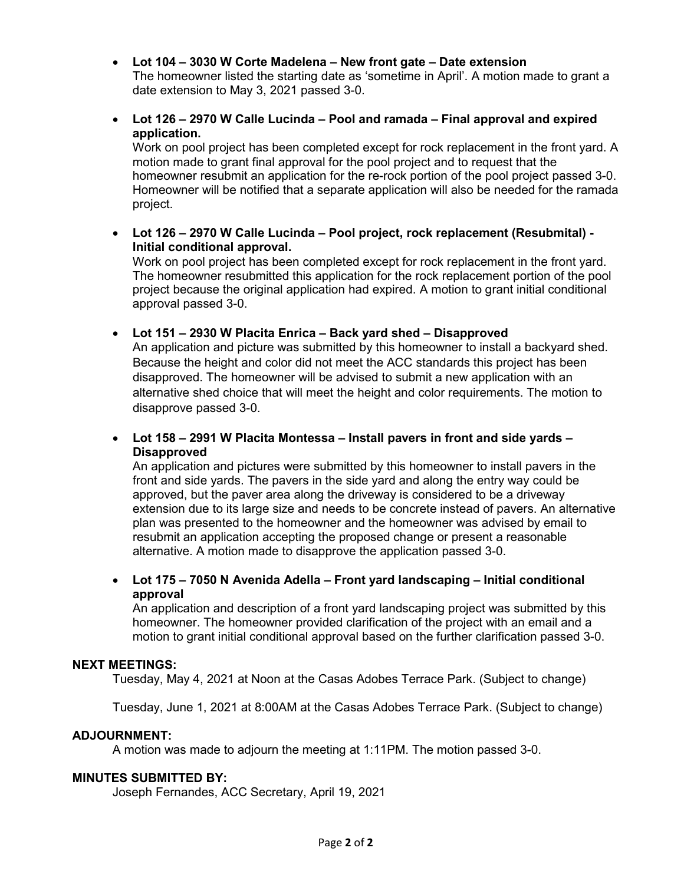- **Lot 104 – 3030 W Corte Madelena – New front gate – Date extension**
  The homeowner listed the starting date as 'sometime in April'. A motion made to grant a date extension to May 3, 2021 passed 3-0.

- **Lot 126 – 2970 W Calle Lucinda – Pool and ramada – Final approval and expired application.**
  Work on pool project has been completed except for rock replacement in the front yard. A motion made to grant final approval for the pool project and to request that the homeowner resubmit an application for the re-rock portion of the pool project passed 3-0. Homeowner will be notified that a separate application will also be needed for the ramada project.

- **Lot 126 – 2970 W Calle Lucinda – Pool project, rock replacement (Resubmital) - Initial conditional approval.**
  Work on pool project has been completed except for rock replacement in the front yard. The homeowner resubmitted this application for the rock replacement portion of the pool project because the original application had expired. A motion to grant initial conditional approval passed 3-0.

- **Lot 151 – 2930 W Placita Enrica – Back yard shed – Disapproved**
  An application and picture was submitted by this homeowner to install a backyard shed. Because the height and color did not meet the ACC standards this project has been disapproved. The homeowner will be advised to submit a new application with an alternative shed choice that will meet the height and color requirements. The motion to disapprove passed 3-0.

- **Lot 158 – 2991 W Placita Montessa – Install pavers in front and side yards – Disapproved**
  An application and pictures were submitted by this homeowner to install pavers in the front and side yards. The pavers in the side yard and along the entry way could be approved, but the paver area along the driveway is considered to be a driveway extension due to its large size and needs to be concrete instead of pavers. An alternative plan was presented to the homeowner and the homeowner was advised by email to resubmit an application accepting the proposed change or present a reasonable alternative. A motion made to disapprove the application passed 3-0.

- **Lot 175 – 7050 N Avenida Adella – Front yard landscaping – Initial conditional approval**
  An application and description of a front yard landscaping project was submitted by this homeowner. The homeowner provided clarification of the project with an email and a motion to grant initial conditional approval based on the further clarification passed 3-0.

**NEXT MEETINGS:**

Tuesday, May 4, 2021 at Noon at the Casas Adobes Terrace Park. (Subject to change)

Tuesday, June 1, 2021 at 8:00AM at the Casas Adobes Terrace Park. (Subject to change)

**ADJOURNMENT:**

A motion was made to adjourn the meeting at 1:11PM. The motion passed 3-0.

**MINUTES SUBMITTED BY:**

Joseph Fernandes, ACC Secretary, April 19, 2021